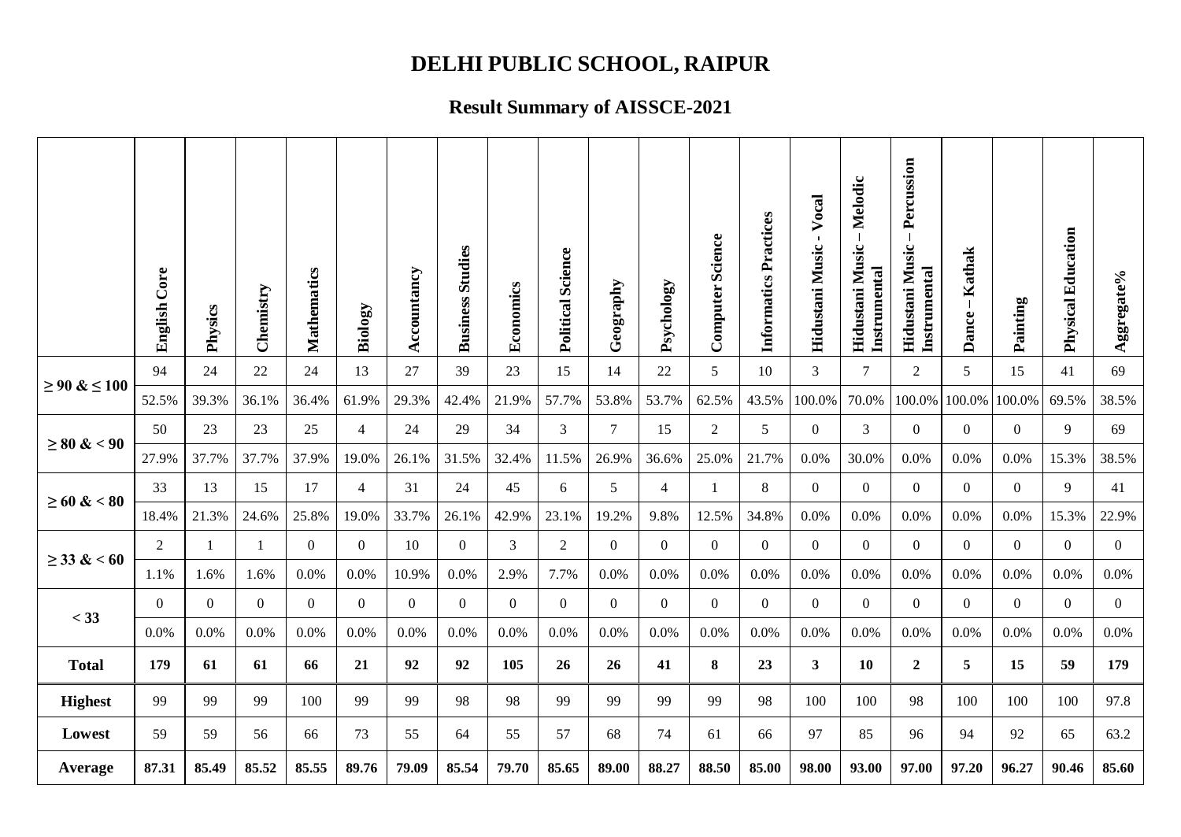# DELHI PUBLIC SCHOOL, RAIPUR

## Result Summary of AISSCE-2021

| | English Core | Physics | Chemistry | Mathematics | Biology | Accountancy | Business Studies | Economics | Political Science | Geography | Psychology | Computer Science | Informatics Practices | Hidustani Music - Vocal | Hidustani Music – Melodic Instrumental | Hidustani Music – Percussion Instrumental | Dance – Kathak | Painting | Physical Education | Aggregate% |
|---|---|---|---|---|---|---|---|---|---|---|---|---|---|---|---|---|---|---|---|---|
| ≥ 90 & ≤ 100 | 94 | 24 | 22 | 24 | 13 | 27 | 39 | 23 | 15 | 14 | 22 | 5 | 10 | 3 | 7 | 2 | 5 | 15 | 41 | 69 |
| | 52.5% | 39.3% | 36.1% | 36.4% | 61.9% | 29.3% | 42.4% | 21.9% | 57.7% | 53.8% | 53.7% | 62.5% | 43.5% | 100.0% | 70.0% | 100.0% | 100.0% | 100.0% | 69.5% | 38.5% |
| ≥ 80 & < 90 | 50 | 23 | 23 | 25 | 4 | 24 | 29 | 34 | 3 | 7 | 15 | 2 | 5 | 0 | 3 | 0 | 0 | 0 | 9 | 69 |
| | 27.9% | 37.7% | 37.7% | 37.9% | 19.0% | 26.1% | 31.5% | 32.4% | 11.5% | 26.9% | 36.6% | 25.0% | 21.7% | 0.0% | 30.0% | 0.0% | 0.0% | 0.0% | 15.3% | 38.5% |
| ≥ 60 & < 80 | 33 | 13 | 15 | 17 | 4 | 31 | 24 | 45 | 6 | 5 | 4 | 1 | 8 | 0 | 0 | 0 | 0 | 0 | 9 | 41 |
| | 18.4% | 21.3% | 24.6% | 25.8% | 19.0% | 33.7% | 26.1% | 42.9% | 23.1% | 19.2% | 9.8% | 12.5% | 34.8% | 0.0% | 0.0% | 0.0% | 0.0% | 0.0% | 15.3% | 22.9% |
| ≥ 33 & < 60 | 2 | 1 | 1 | 0 | 0 | 10 | 0 | 3 | 2 | 0 | 0 | 0 | 0 | 0 | 0 | 0 | 0 | 0 | 0 | 0 |
| | 1.1% | 1.6% | 1.6% | 0.0% | 0.0% | 10.9% | 0.0% | 2.9% | 7.7% | 0.0% | 0.0% | 0.0% | 0.0% | 0.0% | 0.0% | 0.0% | 0.0% | 0.0% | 0.0% | 0.0% |
| < 33 | 0 | 0 | 0 | 0 | 0 | 0 | 0 | 0 | 0 | 0 | 0 | 0 | 0 | 0 | 0 | 0 | 0 | 0 | 0 | 0 |
| | 0.0% | 0.0% | 0.0% | 0.0% | 0.0% | 0.0% | 0.0% | 0.0% | 0.0% | 0.0% | 0.0% | 0.0% | 0.0% | 0.0% | 0.0% | 0.0% | 0.0% | 0.0% | 0.0% | 0.0% |
| **Total** | **179** | **61** | **61** | **66** | **21** | **92** | **92** | **105** | **26** | **26** | **41** | **8** | **23** | **3** | **10** | **2** | **5** | **15** | **59** | **179** |
| **Highest** | 99 | 99 | 99 | 100 | 99 | 99 | 98 | 98 | 99 | 99 | 99 | 99 | 98 | 100 | 100 | 98 | 100 | 100 | 100 | 97.8 |
| **Lowest** | 59 | 59 | 56 | 66 | 73 | 55 | 64 | 55 | 57 | 68 | 74 | 61 | 66 | 97 | 85 | 96 | 94 | 92 | 65 | 63.2 |
| **Average** | **87.31** | **85.49** | **85.52** | **85.55** | **89.76** | **79.09** | **85.54** | **79.70** | **85.65** | **89.00** | **88.27** | **88.50** | **85.00** | **98.00** | **93.00** | **97.00** | **97.20** | **96.27** | **90.46** | **85.60** |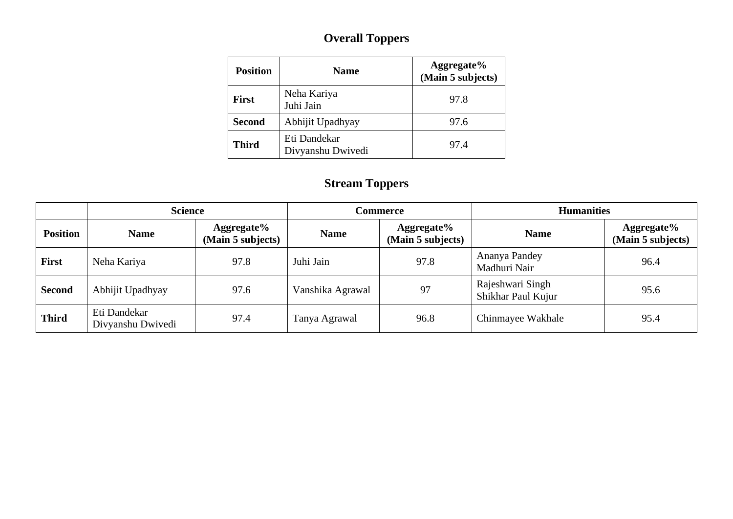## Overall Toppers

| Position | Name | Aggregate% (Main 5 subjects) |
|---|---|---|
| **First** | Neha Kariya<br>Juhi Jain | 97.8 |
| **Second** | Abhijit Upadhyay | 97.6 |
| **Third** | Eti Dandekar<br>Divyanshu Dwivedi | 97.4 |

## Stream Toppers

| | Science | | Commerce | | Humanities | |
|---|---|---|---|---|---|---|
| **Position** | **Name** | **Aggregate% (Main 5 subjects)** | **Name** | **Aggregate% (Main 5 subjects)** | **Name** | **Aggregate% (Main 5 subjects)** |
| **First** | Neha Kariya | 97.8 | Juhi Jain | 97.8 | Ananya Pandey<br>Madhuri Nair | 96.4 |
| **Second** | Abhijit Upadhyay | 97.6 | Vanshika Agrawal | 97 | Rajeshwari Singh<br>Shikhar Paul Kujur | 95.6 |
| **Third** | Eti Dandekar<br>Divyanshu Dwivedi | 97.4 | Tanya Agrawal | 96.8 | Chinmayee Wakhale | 95.4 |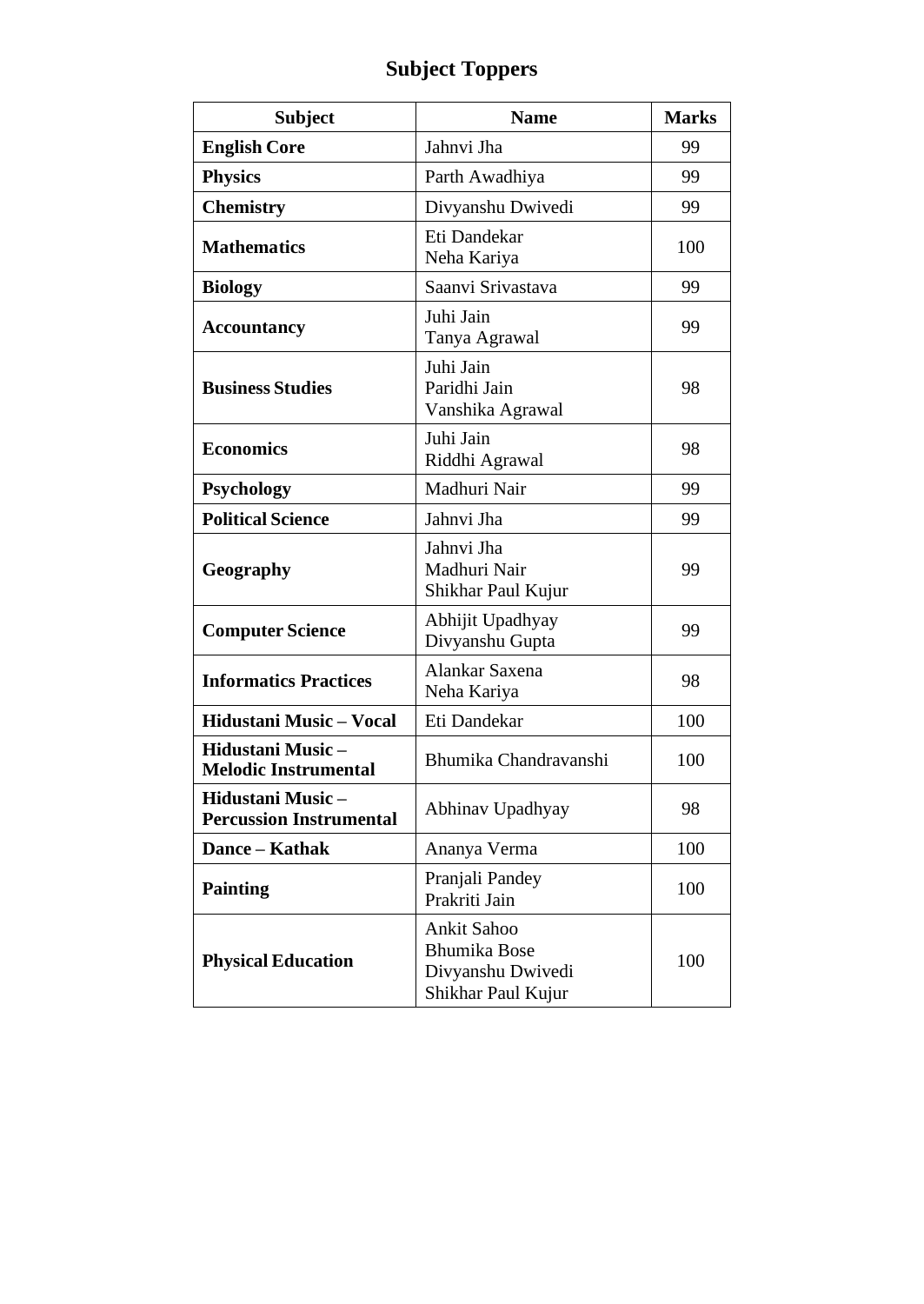# Subject Toppers

| Subject | Name | Marks |
|---|---|---|
| **English Core** | Jahnvi Jha | 99 |
| **Physics** | Parth Awadhiya | 99 |
| **Chemistry** | Divyanshu Dwivedi | 99 |
| **Mathematics** | Eti Dandekar<br>Neha Kariya | 100 |
| **Biology** | Saanvi Srivastava | 99 |
| **Accountancy** | Juhi Jain<br>Tanya Agrawal | 99 |
| **Business Studies** | Juhi Jain<br>Paridhi Jain<br>Vanshika Agrawal | 98 |
| **Economics** | Juhi Jain<br>Riddhi Agrawal | 98 |
| **Psychology** | Madhuri Nair | 99 |
| **Political Science** | Jahnvi Jha | 99 |
| **Geography** | Jahnvi Jha<br>Madhuri Nair<br>Shikhar Paul Kujur | 99 |
| **Computer Science** | Abhijit Upadhyay<br>Divyanshu Gupta | 99 |
| **Informatics Practices** | Alankar Saxena<br>Neha Kariya | 98 |
| **Hidustani Music – Vocal** | Eti Dandekar | 100 |
| **Hidustani Music – Melodic Instrumental** | Bhumika Chandravanshi | 100 |
| **Hidustani Music – Percussion Instrumental** | Abhinav Upadhyay | 98 |
| **Dance – Kathak** | Ananya Verma | 100 |
| **Painting** | Pranjali Pandey<br>Prakriti Jain | 100 |
| **Physical Education** | Ankit Sahoo<br>Bhumika Bose<br>Divyanshu Dwivedi<br>Shikhar Paul Kujur | 100 |